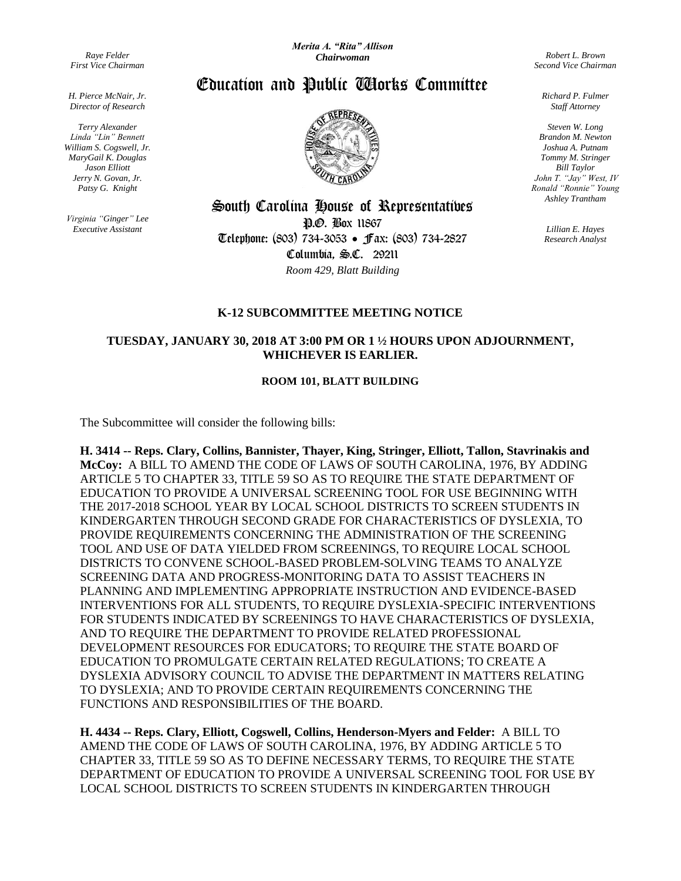*Raye Felder*
*First Vice Chairman*

*H. Pierce McNair, Jr.*
*Director of Research*

*Terry Alexander*
*Linda "Lin" Bennett*
*William S. Cogswell, Jr.*
*MaryGail K. Douglas*
*Jason Elliott*
*Jerry N. Govan, Jr.*
*Patsy G. Knight*

*Virginia "Ginger" Lee*
*Executive Assistant*

***Merita A. "Rita" Allison***
***Chairwoman***

# Education and Public Works Committee

## South Carolina House of Representatives

P.O. Box 11867
Telephone: (803) 734-3053 • Fax: (803) 734-2827
Columbia, S.C. 29211
*Room 429, Blatt Building*

*Robert L. Brown*
*Second Vice Chairman*

*Richard P. Fulmer*
*Staff Attorney*

*Steven W. Long*
*Brandon M. Newton*
*Joshua A. Putnam*
*Tommy M. Stringer*
*Bill Taylor*
*John T. "Jay" West, IV*
*Ronald "Ronnie" Young*
*Ashley Trantham*

*Lillian E. Hayes*
*Research Analyst*

**K-12 SUBCOMMITTEE MEETING NOTICE**

**TUESDAY, JANUARY 30, 2018 AT 3:00 PM OR 1 ½ HOURS UPON ADJOURNMENT, WHICHEVER IS EARLIER.**

**ROOM 101, BLATT BUILDING**

The Subcommittee will consider the following bills:

**H. 3414 -- Reps. Clary, Collins, Bannister, Thayer, King, Stringer, Elliott, Tallon, Stavrinakis and McCoy:** A BILL TO AMEND THE CODE OF LAWS OF SOUTH CAROLINA, 1976, BY ADDING ARTICLE 5 TO CHAPTER 33, TITLE 59 SO AS TO REQUIRE THE STATE DEPARTMENT OF EDUCATION TO PROVIDE A UNIVERSAL SCREENING TOOL FOR USE BEGINNING WITH THE 2017-2018 SCHOOL YEAR BY LOCAL SCHOOL DISTRICTS TO SCREEN STUDENTS IN KINDERGARTEN THROUGH SECOND GRADE FOR CHARACTERISTICS OF DYSLEXIA, TO PROVIDE REQUIREMENTS CONCERNING THE ADMINISTRATION OF THE SCREENING TOOL AND USE OF DATA YIELDED FROM SCREENINGS, TO REQUIRE LOCAL SCHOOL DISTRICTS TO CONVENE SCHOOL-BASED PROBLEM-SOLVING TEAMS TO ANALYZE SCREENING DATA AND PROGRESS-MONITORING DATA TO ASSIST TEACHERS IN PLANNING AND IMPLEMENTING APPROPRIATE INSTRUCTION AND EVIDENCE-BASED INTERVENTIONS FOR ALL STUDENTS, TO REQUIRE DYSLEXIA-SPECIFIC INTERVENTIONS FOR STUDENTS INDICATED BY SCREENINGS TO HAVE CHARACTERISTICS OF DYSLEXIA, AND TO REQUIRE THE DEPARTMENT TO PROVIDE RELATED PROFESSIONAL DEVELOPMENT RESOURCES FOR EDUCATORS; TO REQUIRE THE STATE BOARD OF EDUCATION TO PROMULGATE CERTAIN RELATED REGULATIONS; TO CREATE A DYSLEXIA ADVISORY COUNCIL TO ADVISE THE DEPARTMENT IN MATTERS RELATING TO DYSLEXIA; AND TO PROVIDE CERTAIN REQUIREMENTS CONCERNING THE FUNCTIONS AND RESPONSIBILITIES OF THE BOARD.

**H. 4434 -- Reps. Clary, Elliott, Cogswell, Collins, Henderson-Myers and Felder:** A BILL TO AMEND THE CODE OF LAWS OF SOUTH CAROLINA, 1976, BY ADDING ARTICLE 5 TO CHAPTER 33, TITLE 59 SO AS TO DEFINE NECESSARY TERMS, TO REQUIRE THE STATE DEPARTMENT OF EDUCATION TO PROVIDE A UNIVERSAL SCREENING TOOL FOR USE BY LOCAL SCHOOL DISTRICTS TO SCREEN STUDENTS IN KINDERGARTEN THROUGH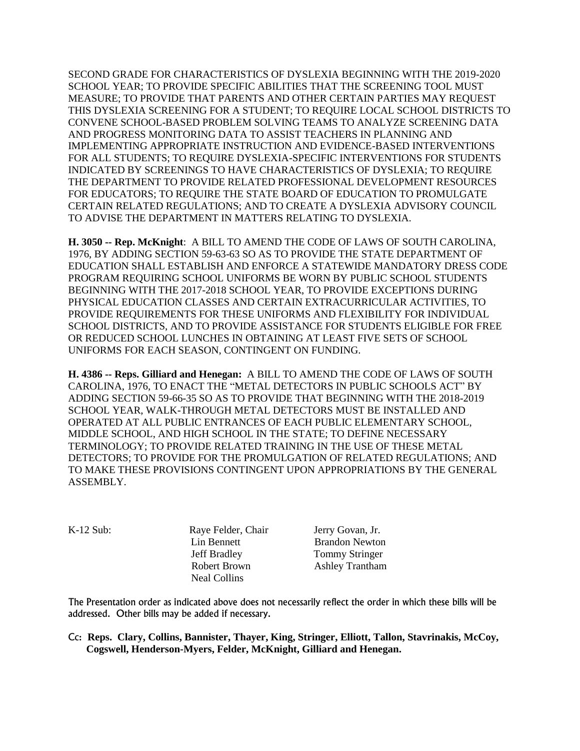SECOND GRADE FOR CHARACTERISTICS OF DYSLEXIA BEGINNING WITH THE 2019-2020 SCHOOL YEAR; TO PROVIDE SPECIFIC ABILITIES THAT THE SCREENING TOOL MUST MEASURE; TO PROVIDE THAT PARENTS AND OTHER CERTAIN PARTIES MAY REQUEST THIS DYSLEXIA SCREENING FOR A STUDENT; TO REQUIRE LOCAL SCHOOL DISTRICTS TO CONVENE SCHOOL-BASED PROBLEM SOLVING TEAMS TO ANALYZE SCREENING DATA AND PROGRESS MONITORING DATA TO ASSIST TEACHERS IN PLANNING AND IMPLEMENTING APPROPRIATE INSTRUCTION AND EVIDENCE-BASED INTERVENTIONS FOR ALL STUDENTS; TO REQUIRE DYSLEXIA-SPECIFIC INTERVENTIONS FOR STUDENTS INDICATED BY SCREENINGS TO HAVE CHARACTERISTICS OF DYSLEXIA; TO REQUIRE THE DEPARTMENT TO PROVIDE RELATED PROFESSIONAL DEVELOPMENT RESOURCES FOR EDUCATORS; TO REQUIRE THE STATE BOARD OF EDUCATION TO PROMULGATE CERTAIN RELATED REGULATIONS; AND TO CREATE A DYSLEXIA ADVISORY COUNCIL TO ADVISE THE DEPARTMENT IN MATTERS RELATING TO DYSLEXIA.

**H. 3050 -- Rep. McKnight**: A BILL TO AMEND THE CODE OF LAWS OF SOUTH CAROLINA, 1976, BY ADDING SECTION 59-63-63 SO AS TO PROVIDE THE STATE DEPARTMENT OF EDUCATION SHALL ESTABLISH AND ENFORCE A STATEWIDE MANDATORY DRESS CODE PROGRAM REQUIRING SCHOOL UNIFORMS BE WORN BY PUBLIC SCHOOL STUDENTS BEGINNING WITH THE 2017-2018 SCHOOL YEAR, TO PROVIDE EXCEPTIONS DURING PHYSICAL EDUCATION CLASSES AND CERTAIN EXTRACURRICULAR ACTIVITIES, TO PROVIDE REQUIREMENTS FOR THESE UNIFORMS AND FLEXIBILITY FOR INDIVIDUAL SCHOOL DISTRICTS, AND TO PROVIDE ASSISTANCE FOR STUDENTS ELIGIBLE FOR FREE OR REDUCED SCHOOL LUNCHES IN OBTAINING AT LEAST FIVE SETS OF SCHOOL UNIFORMS FOR EACH SEASON, CONTINGENT ON FUNDING.

**H. 4386 -- Reps. Gilliard and Henegan:** A BILL TO AMEND THE CODE OF LAWS OF SOUTH CAROLINA, 1976, TO ENACT THE "METAL DETECTORS IN PUBLIC SCHOOLS ACT" BY ADDING SECTION 59-66-35 SO AS TO PROVIDE THAT BEGINNING WITH THE 2018-2019 SCHOOL YEAR, WALK-THROUGH METAL DETECTORS MUST BE INSTALLED AND OPERATED AT ALL PUBLIC ENTRANCES OF EACH PUBLIC ELEMENTARY SCHOOL, MIDDLE SCHOOL, AND HIGH SCHOOL IN THE STATE; TO DEFINE NECESSARY TERMINOLOGY; TO PROVIDE RELATED TRAINING IN THE USE OF THESE METAL DETECTORS; TO PROVIDE FOR THE PROMULGATION OF RELATED REGULATIONS; AND TO MAKE THESE PROVISIONS CONTINGENT UPON APPROPRIATIONS BY THE GENERAL ASSEMBLY.

| | | |
|---|---|---|
| K-12 Sub: | Raye Felder, Chair | Jerry Govan, Jr. |
| | Lin Bennett | Brandon Newton |
| | Jeff Bradley | Tommy Stringer |
| | Robert Brown | Ashley Trantham |
| | Neal Collins | |

The Presentation order as indicated above does not necessarily reflect the order in which these bills will be addressed. Other bills may be added if necessary.

**Cc: Reps. Clary, Collins, Bannister, Thayer, King, Stringer, Elliott, Tallon, Stavrinakis, McCoy, Cogswell, Henderson-Myers, Felder, McKnight, Gilliard and Henegan.**